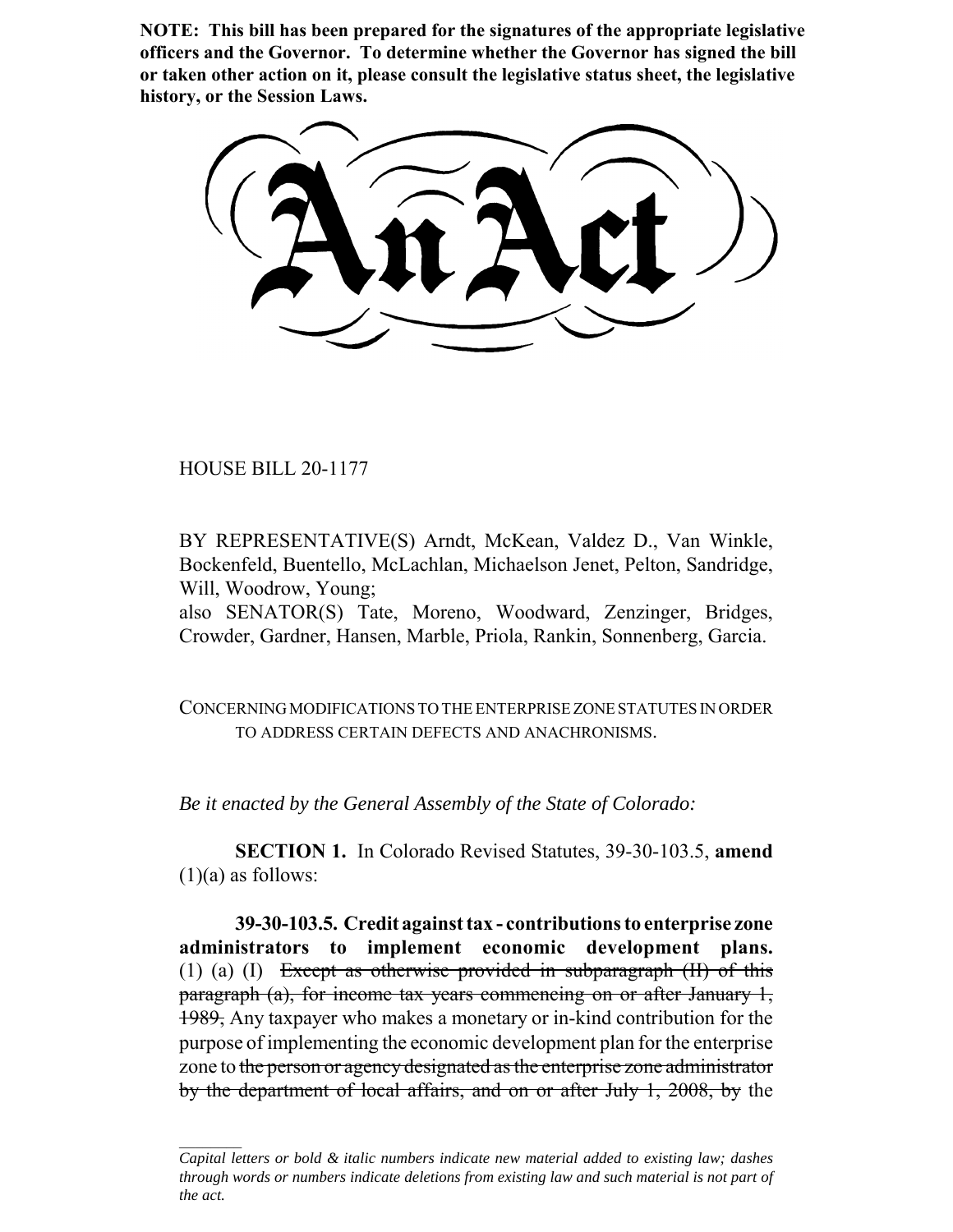**NOTE: This bill has been prepared for the signatures of the appropriate legislative officers and the Governor. To determine whether the Governor has signed the bill or taken other action on it, please consult the legislative status sheet, the legislative history, or the Session Laws.**

# An Act

HOUSE BILL 20-1177

BY REPRESENTATIVE(S) Arndt, McKean, Valdez D., Van Winkle, Bockenfeld, Buentello, McLachlan, Michaelson Jenet, Pelton, Sandridge, Will, Woodrow, Young;
also SENATOR(S) Tate, Moreno, Woodward, Zenzinger, Bridges, Crowder, Gardner, Hansen, Marble, Priola, Rankin, Sonnenberg, Garcia.

CONCERNING MODIFICATIONS TO THE ENTERPRISE ZONE STATUTES IN ORDER TO ADDRESS CERTAIN DEFECTS AND ANACHRONISMS.

*Be it enacted by the General Assembly of the State of Colorado:*

**SECTION 1.** In Colorado Revised Statutes, 39-30-103.5, **amend** (1)(a) as follows:

**39-30-103.5. Credit against tax - contributions to enterprise zone administrators to implement economic development plans.** (1) (a) (I) ~~Except as otherwise provided in subparagraph (II) of this paragraph (a), for income tax years commencing on or after January 1, 1989,~~ Any taxpayer who makes a monetary or in-kind contribution for the purpose of implementing the economic development plan for the enterprise zone to ~~the person or agency designated as the enterprise zone administrator by the department of local affairs, and on or after July 1, 2008, by~~ the

---

*Capital letters or bold & italic numbers indicate new material added to existing law; dashes through words or numbers indicate deletions from existing law and such material is not part of the act.*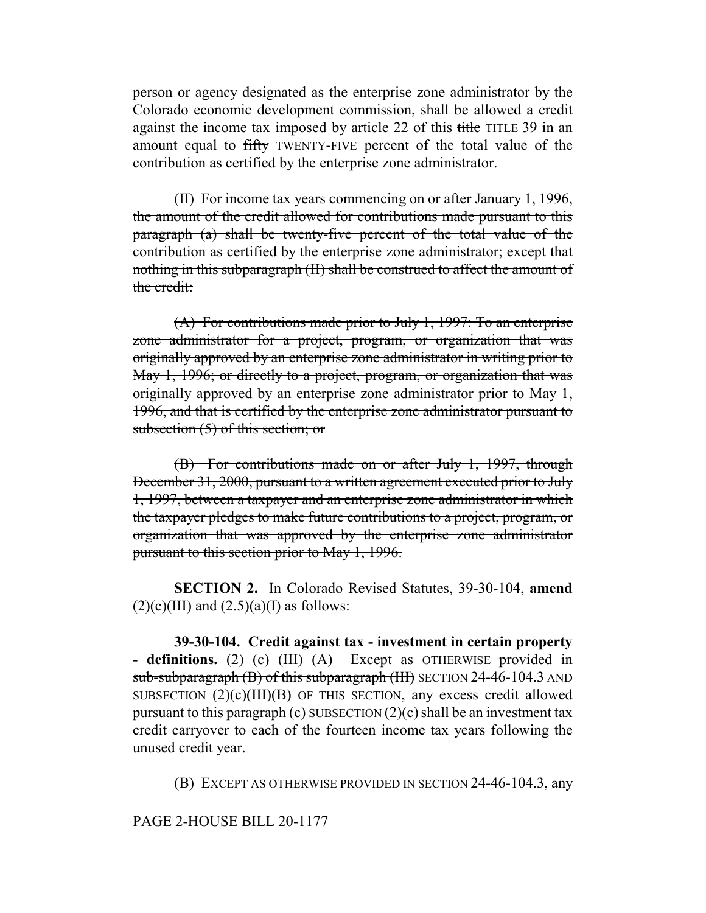person or agency designated as the enterprise zone administrator by the Colorado economic development commission, shall be allowed a credit against the income tax imposed by article 22 of this ~~title~~ TITLE 39 in an amount equal to ~~fifty~~ TWENTY-FIVE percent of the total value of the contribution as certified by the enterprise zone administrator.

(II) ~~For income tax years commencing on or after January 1, 1996, the amount of the credit allowed for contributions made pursuant to this paragraph (a) shall be twenty-five percent of the total value of the contribution as certified by the enterprise zone administrator; except that nothing in this subparagraph (II) shall be construed to affect the amount of the credit:~~

~~(A) For contributions made prior to July 1, 1997: To an enterprise zone administrator for a project, program, or organization that was originally approved by an enterprise zone administrator in writing prior to May 1, 1996; or directly to a project, program, or organization that was originally approved by an enterprise zone administrator prior to May 1, 1996, and that is certified by the enterprise zone administrator pursuant to subsection (5) of this section; or~~

~~(B) For contributions made on or after July 1, 1997, through December 31, 2000, pursuant to a written agreement executed prior to July 1, 1997, between a taxpayer and an enterprise zone administrator in which the taxpayer pledges to make future contributions to a project, program, or organization that was approved by the enterprise zone administrator pursuant to this section prior to May 1, 1996.~~

**SECTION 2.** In Colorado Revised Statutes, 39-30-104, **amend** (2)(c)(III) and (2.5)(a)(I) as follows:

**39-30-104. Credit against tax - investment in certain property - definitions.** (2) (c) (III) (A) Except as OTHERWISE provided in ~~sub-subparagraph (B) of this subparagraph (III)~~ SECTION 24-46-104.3 AND SUBSECTION (2)(c)(III)(B) OF THIS SECTION, any excess credit allowed pursuant to this ~~paragraph (c)~~ SUBSECTION (2)(c) shall be an investment tax credit carryover to each of the fourteen income tax years following the unused credit year.

(B) EXCEPT AS OTHERWISE PROVIDED IN SECTION 24-46-104.3, any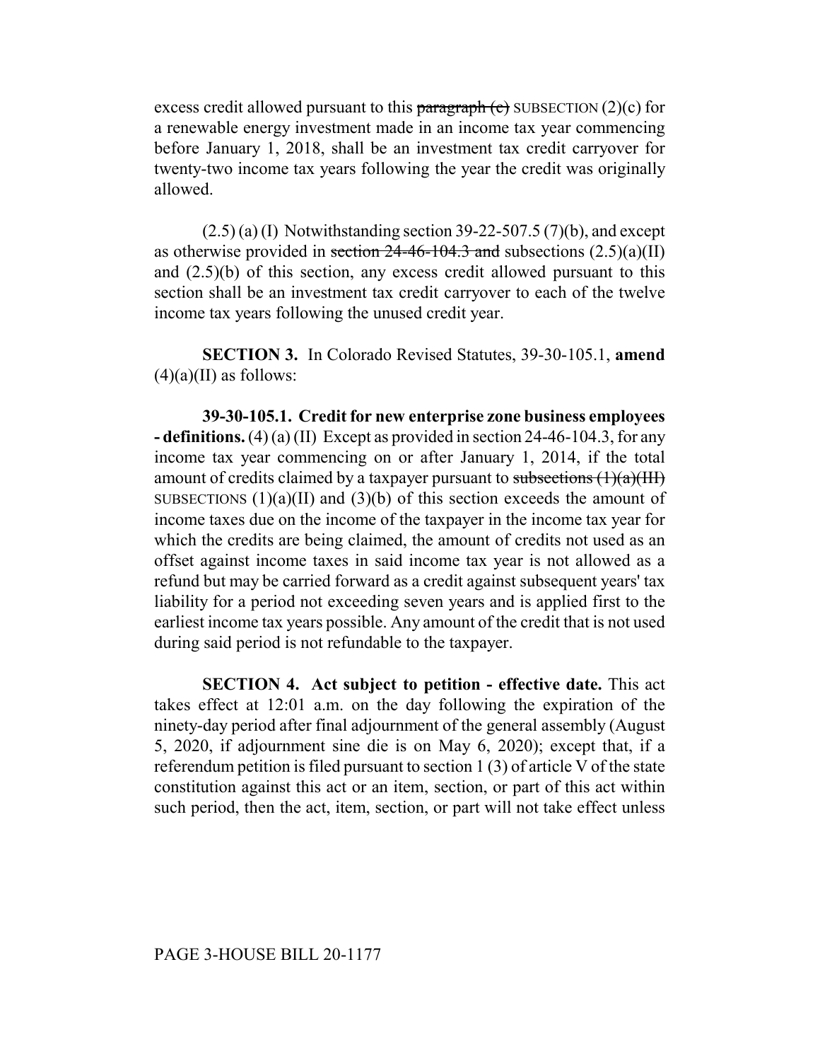excess credit allowed pursuant to this ~~paragraph (c)~~ SUBSECTION (2)(c) for a renewable energy investment made in an income tax year commencing before January 1, 2018, shall be an investment tax credit carryover for twenty-two income tax years following the year the credit was originally allowed.

(2.5) (a) (I) Notwithstanding section 39-22-507.5 (7)(b), and except as otherwise provided in ~~section 24-46-104.3 and~~ subsections (2.5)(a)(II) and (2.5)(b) of this section, any excess credit allowed pursuant to this section shall be an investment tax credit carryover to each of the twelve income tax years following the unused credit year.

**SECTION 3.** In Colorado Revised Statutes, 39-30-105.1, **amend** (4)(a)(II) as follows:

**39-30-105.1. Credit for new enterprise zone business employees - definitions.** (4) (a) (II) Except as provided in section 24-46-104.3, for any income tax year commencing on or after January 1, 2014, if the total amount of credits claimed by a taxpayer pursuant to ~~subsections (1)(a)(III)~~ SUBSECTIONS (1)(a)(II) and (3)(b) of this section exceeds the amount of income taxes due on the income of the taxpayer in the income tax year for which the credits are being claimed, the amount of credits not used as an offset against income taxes in said income tax year is not allowed as a refund but may be carried forward as a credit against subsequent years' tax liability for a period not exceeding seven years and is applied first to the earliest income tax years possible. Any amount of the credit that is not used during said period is not refundable to the taxpayer.

**SECTION 4. Act subject to petition - effective date.** This act takes effect at 12:01 a.m. on the day following the expiration of the ninety-day period after final adjournment of the general assembly (August 5, 2020, if adjournment sine die is on May 6, 2020); except that, if a referendum petition is filed pursuant to section 1 (3) of article V of the state constitution against this act or an item, section, or part of this act within such period, then the act, item, section, or part will not take effect unless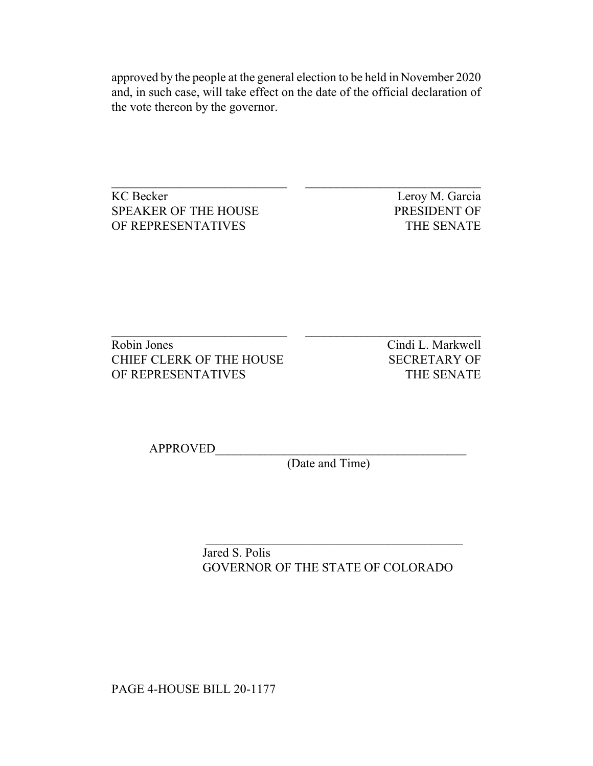approved by the people at the general election to be held in November 2020 and, in such case, will take effect on the date of the official declaration of the vote thereon by the governor.

| | |
|---|---|
| \_\_\_\_\_\_\_\_\_\_\_\_\_\_\_\_\_\_\_\_\_\_\_\_\_\_\_\_ | \_\_\_\_\_\_\_\_\_\_\_\_\_\_\_\_\_\_\_\_\_\_\_\_\_\_\_\_ |
| KC Becker | Leroy M. Garcia |
| SPEAKER OF THE HOUSE OF REPRESENTATIVES | PRESIDENT OF THE SENATE |
| \_\_\_\_\_\_\_\_\_\_\_\_\_\_\_\_\_\_\_\_\_\_\_\_\_\_\_\_ | \_\_\_\_\_\_\_\_\_\_\_\_\_\_\_\_\_\_\_\_\_\_\_\_\_\_\_\_ |
| Robin Jones | Cindi L. Markwell |
| CHIEF CLERK OF THE HOUSE OF REPRESENTATIVES | SECRETARY OF THE SENATE |

APPROVED\_\_\_\_\_\_\_\_\_\_\_\_\_\_\_\_\_\_\_\_\_\_\_\_\_\_\_\_\_\_\_\_\_\_\_\_\_\_\_\_

(Date and Time)

\_\_\_\_\_\_\_\_\_\_\_\_\_\_\_\_\_\_\_\_\_\_\_\_\_\_\_\_\_\_\_\_\_\_\_\_\_\_\_\_\_\_

Jared S. Polis

GOVERNOR OF THE STATE OF COLORADO

PAGE 4-HOUSE BILL 20-1177